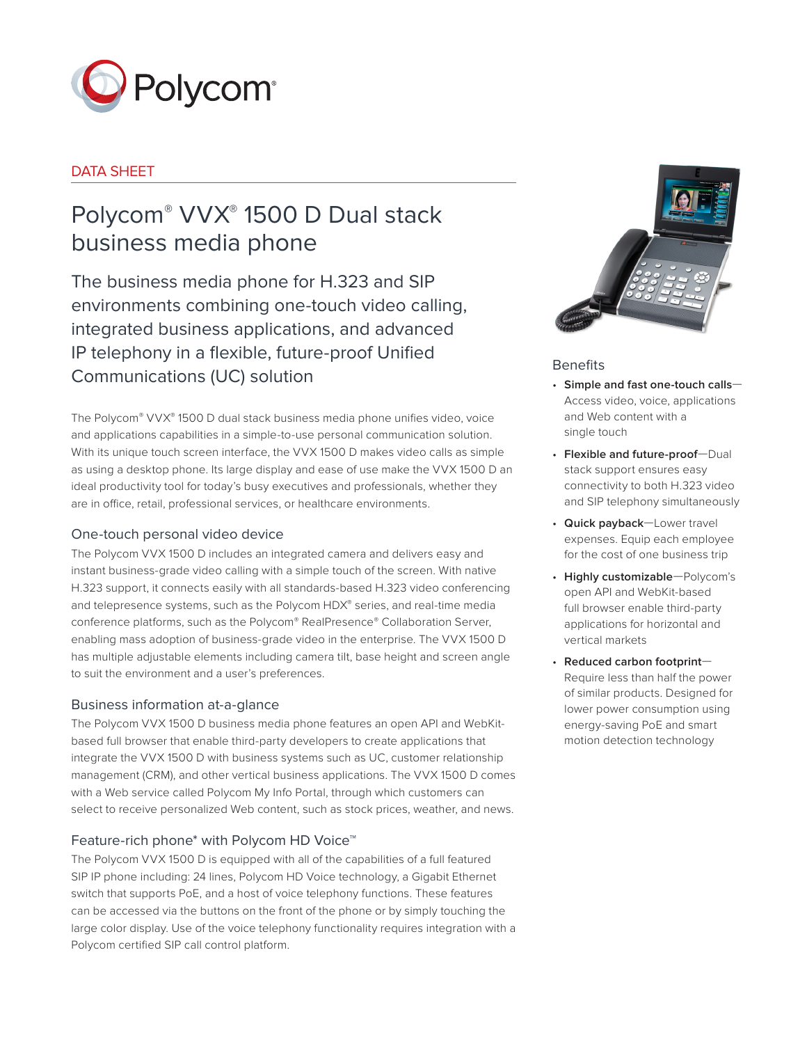DATA SHEET

# Polycom® VVX® 1500 D Dual stack business media phone

The business media phone for H.323 and SIP environments combining one-touch video calling, integrated business applications, and advanced IP telephony in a flexible, future-proof Unified Communications (UC) solution

The Polycom® VVX® 1500 D dual stack business media phone unifies video, voice and applications capabilities in a simple-to-use personal communication solution. With its unique touch screen interface, the VVX 1500 D makes video calls as simple as using a desktop phone. Its large display and ease of use make the VVX 1500 D an ideal productivity tool for today's busy executives and professionals, whether they are in office, retail, professional services, or healthcare environments.

## One-touch personal video device

The Polycom VVX 1500 D includes an integrated camera and delivers easy and instant business-grade video calling with a simple touch of the screen. With native H.323 support, it connects easily with all standards-based H.323 video conferencing and telepresence systems, such as the Polycom HDX® series, and real-time media conference platforms, such as the Polycom® RealPresence® Collaboration Server, enabling mass adoption of business-grade video in the enterprise. The VVX 1500 D has multiple adjustable elements including camera tilt, base height and screen angle to suit the environment and a user's preferences.

## Business information at-a-glance

The Polycom VVX 1500 D business media phone features an open API and WebKit-based full browser that enable third-party developers to create applications that integrate the VVX 1500 D with business systems such as UC, customer relationship management (CRM), and other vertical business applications. The VVX 1500 D comes with a Web service called Polycom My Info Portal, through which customers can select to receive personalized Web content, such as stock prices, weather, and news.

## Feature-rich phone* with Polycom HD Voice™

The Polycom VVX 1500 D is equipped with all of the capabilities of a full featured SIP IP phone including: 24 lines, Polycom HD Voice technology, a Gigabit Ethernet switch that supports PoE, and a host of voice telephony functions. These features can be accessed via the buttons on the front of the phone or by simply touching the large color display. Use of the voice telephony functionality requires integration with a Polycom certified SIP call control platform.

## Benefits

- **Simple and fast one-touch calls**—Access video, voice, applications and Web content with a single touch
- **Flexible and future-proof**—Dual stack support ensures easy connectivity to both H.323 video and SIP telephony simultaneously
- **Quick payback**—Lower travel expenses. Equip each employee for the cost of one business trip
- **Highly customizable**—Polycom's open API and WebKit-based full browser enable third-party applications for horizontal and vertical markets
- **Reduced carbon footprint**—Require less than half the power of similar products. Designed for lower power consumption using energy-saving PoE and smart motion detection technology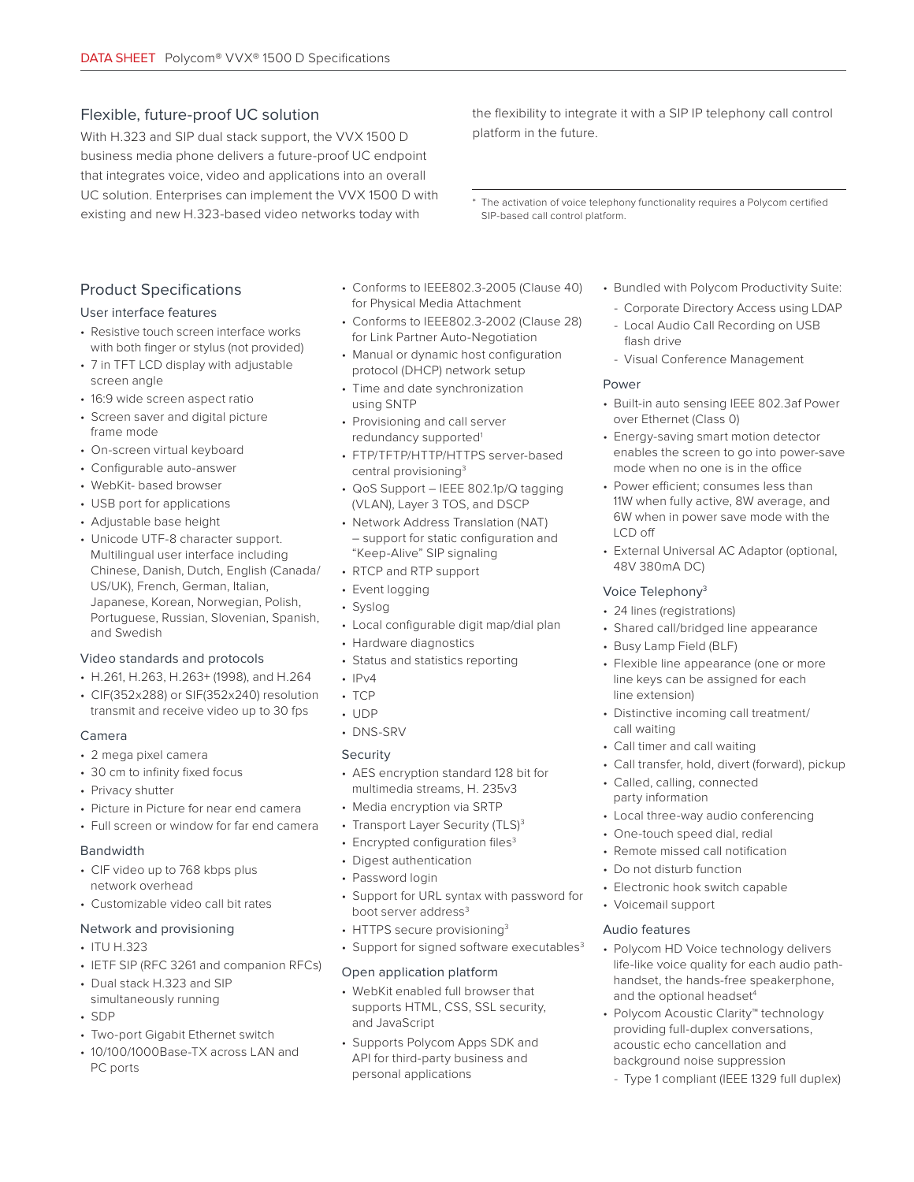## Flexible, future-proof UC solution

With H.323 and SIP dual stack support, the VVX 1500 D business media phone delivers a future-proof UC endpoint that integrates voice, video and applications into an overall UC solution. Enterprises can implement the VVX 1500 D with existing and new H.323-based video networks today with the flexibility to integrate it with a SIP IP telephony call control platform in the future.

\* The activation of voice telephony functionality requires a Polycom certified SIP-based call control platform.

## Product Specifications

### User interface features

- Resistive touch screen interface works with both finger or stylus (not provided)
- 7 in TFT LCD display with adjustable screen angle
- 16:9 wide screen aspect ratio
- Screen saver and digital picture frame mode
- On-screen virtual keyboard
- Configurable auto-answer
- WebKit- based browser
- USB port for applications
- Adjustable base height
- Unicode UTF-8 character support. Multilingual user interface including Chinese, Danish, Dutch, English (Canada/US/UK), French, German, Italian, Japanese, Korean, Norwegian, Polish, Portuguese, Russian, Slovenian, Spanish, and Swedish

### Video standards and protocols

- H.261, H.263, H.263+ (1998), and H.264
- CIF(352x288) or SIF(352x240) resolution transmit and receive video up to 30 fps

### Camera

- 2 mega pixel camera
- 30 cm to infinity fixed focus
- Privacy shutter
- Picture in Picture for near end camera
- Full screen or window for far end camera

### Bandwidth

- CIF video up to 768 kbps plus network overhead
- Customizable video call bit rates

### Network and provisioning

- ITU H.323
- IETF SIP (RFC 3261 and companion RFCs)
- Dual stack H.323 and SIP simultaneously running
- SDP
- Two-port Gigabit Ethernet switch
- 10/100/1000Base-TX across LAN and PC ports
- Conforms to IEEE802.3-2005 (Clause 40) for Physical Media Attachment
- Conforms to IEEE802.3-2002 (Clause 28) for Link Partner Auto-Negotiation
- Manual or dynamic host configuration protocol (DHCP) network setup
- Time and date synchronization using SNTP
- Provisioning and call server redundancy supported[1]
- FTP/TFTP/HTTP/HTTPS server-based central provisioning[3]
- QoS Support – IEEE 802.1p/Q tagging (VLAN), Layer 3 TOS, and DSCP
- Network Address Translation (NAT) – support for static configuration and "Keep-Alive" SIP signaling
- RTCP and RTP support
- Event logging
- Syslog
- Local configurable digit map/dial plan
- Hardware diagnostics
- Status and statistics reporting
- IPv4
- TCP
- UDP
- DNS-SRV

### Security

- AES encryption standard 128 bit for multimedia streams, H. 235v3
- Media encryption via SRTP
- Transport Layer Security (TLS)[3]
- Encrypted configuration files[3]
- Digest authentication
- Password login
- Support for URL syntax with password for boot server address[3]
- HTTPS secure provisioning[3]
- Support for signed software executables[3]

### Open application platform

- WebKit enabled full browser that supports HTML, CSS, SSL security, and JavaScript
- Supports Polycom Apps SDK and API for third-party business and personal applications
- Bundled with Polycom Productivity Suite:
  - Corporate Directory Access using LDAP
  - Local Audio Call Recording on USB flash drive
  - Visual Conference Management

### Power

- Built-in auto sensing IEEE 802.3af Power over Ethernet (Class 0)
- Energy-saving smart motion detector enables the screen to go into power-save mode when no one is in the office
- Power efficient; consumes less than 11W when fully active, 8W average, and 6W when in power save mode with the LCD off
- External Universal AC Adaptor (optional, 48V 380mA DC)

### Voice Telephony[3]

- 24 lines (registrations)
- Shared call/bridged line appearance
- Busy Lamp Field (BLF)
- Flexible line appearance (one or more line keys can be assigned for each line extension)
- Distinctive incoming call treatment/call waiting
- Call timer and call waiting
- Call transfer, hold, divert (forward), pickup
- Called, calling, connected party information
- Local three-way audio conferencing
- One-touch speed dial, redial
- Remote missed call notification
- Do not disturb function
- Electronic hook switch capable
- Voicemail support

### Audio features

- Polycom HD Voice technology delivers life-like voice quality for each audio path-handset, the hands-free speakerphone, and the optional headset[4]
- Polycom Acoustic Clarity™ technology providing full-duplex conversations, acoustic echo cancellation and background noise suppression
  - Type 1 compliant (IEEE 1329 full duplex)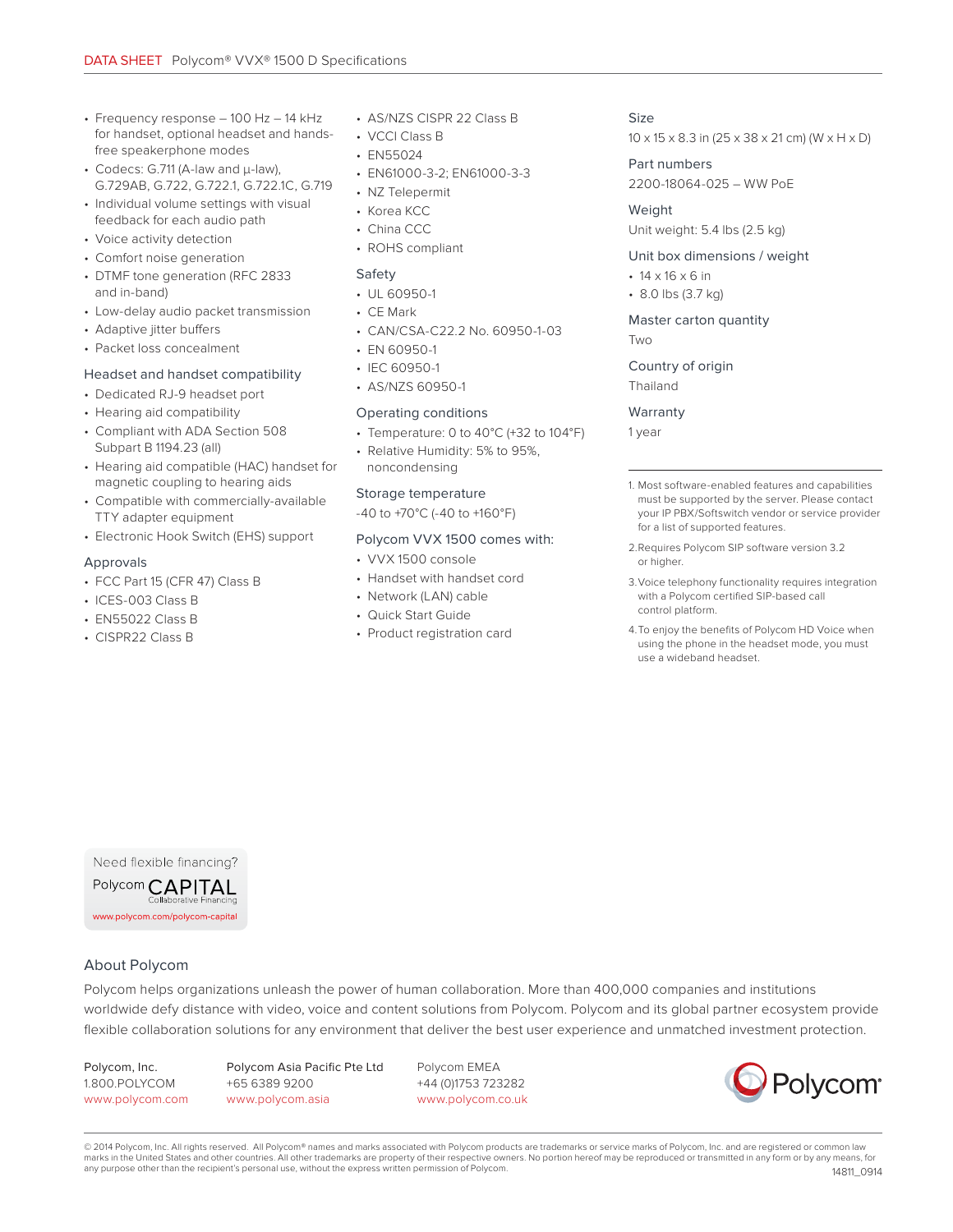- Frequency response – 100 Hz – 14 kHz for handset, optional headset and hands-free speakerphone modes
- Codecs: G.711 (A-law and µ-law), G.729AB, G.722, G.722.1, G.722.1C, G.719
- Individual volume settings with visual feedback for each audio path
- Voice activity detection
- Comfort noise generation
- DTMF tone generation (RFC 2833 and in-band)
- Low-delay audio packet transmission
- Adaptive jitter buffers
- Packet loss concealment

### Headset and handset compatibility

- Dedicated RJ-9 headset port
- Hearing aid compatibility
- Compliant with ADA Section 508 Subpart B 1194.23 (all)
- Hearing aid compatible (HAC) handset for magnetic coupling to hearing aids
- Compatible with commercially-available TTY adapter equipment
- Electronic Hook Switch (EHS) support

### Approvals

- FCC Part 15 (CFR 47) Class B
- ICES-003 Class B
- EN55022 Class B
- CISPR22 Class B
- AS/NZS CISPR 22 Class B
- VCCI Class B
- EN55024
- EN61000-3-2; EN61000-3-3
- NZ Telepermit
- Korea KCC
- China CCC
- ROHS compliant

### Safety

- UL 60950-1
- CE Mark
- CAN/CSA-C22.2 No. 60950-1-03
- EN 60950-1
- IEC 60950-1
- AS/NZS 60950-1

### Operating conditions

- Temperature: 0 to 40°C (+32 to 104°F)
- Relative Humidity: 5% to 95%, noncondensing

### Storage temperature

-40 to +70°C (-40 to +160°F)

### Polycom VVX 1500 comes with:

- VVX 1500 console
- Handset with handset cord
- Network (LAN) cable
- Quick Start Guide
- Product registration card

### Size

10 x 15 x 8.3 in (25 x 38 x 21 cm) (W x H x D)

### Part numbers

2200-18064-025 – WW PoE

### Weight

Unit weight: 5.4 lbs (2.5 kg)

### Unit box dimensions / weight

- 14 x 16 x 6 in
- 8.0 lbs (3.7 kg)

### Master carton quantity

Two

### Country of origin

Thailand

### Warranty

1 year

---

1. Most software-enabled features and capabilities must be supported by the server. Please contact your IP PBX/Softswitch vendor or service provider for a list of supported features.
2. Requires Polycom SIP software version 3.2 or higher.
3. Voice telephony functionality requires integration with a Polycom certified SIP-based call control platform.
4. To enjoy the benefits of Polycom HD Voice when using the phone in the headset mode, you must use a wideband headset.

Need flexible financing?
Polycom CAPITAL
Collaborative Financing
www.polycom.com/polycom-capital

## About Polycom

Polycom helps organizations unleash the power of human collaboration. More than 400,000 companies and institutions worldwide defy distance with video, voice and content solutions from Polycom. Polycom and its global partner ecosystem provide flexible collaboration solutions for any environment that deliver the best user experience and unmatched investment protection.

Polycom, Inc.
1.800.POLYCOM
www.polycom.com

Polycom Asia Pacific Pte Ltd
+65 6389 9200
www.polycom.asia

Polycom EMEA
+44 (0)1753 723282
www.polycom.co.uk

Polycom®

© 2014 Polycom, Inc. All rights reserved. All Polycom® names and marks associated with Polycom products are trademarks or service marks of Polycom, Inc. and are registered or common law marks in the United States and other countries. All other trademarks are property of their respective owners. No portion hereof may be reproduced or transmitted in any form or by any means, for any purpose other than the recipient's personal use, without the express written permission of Polycom.

14811_0914